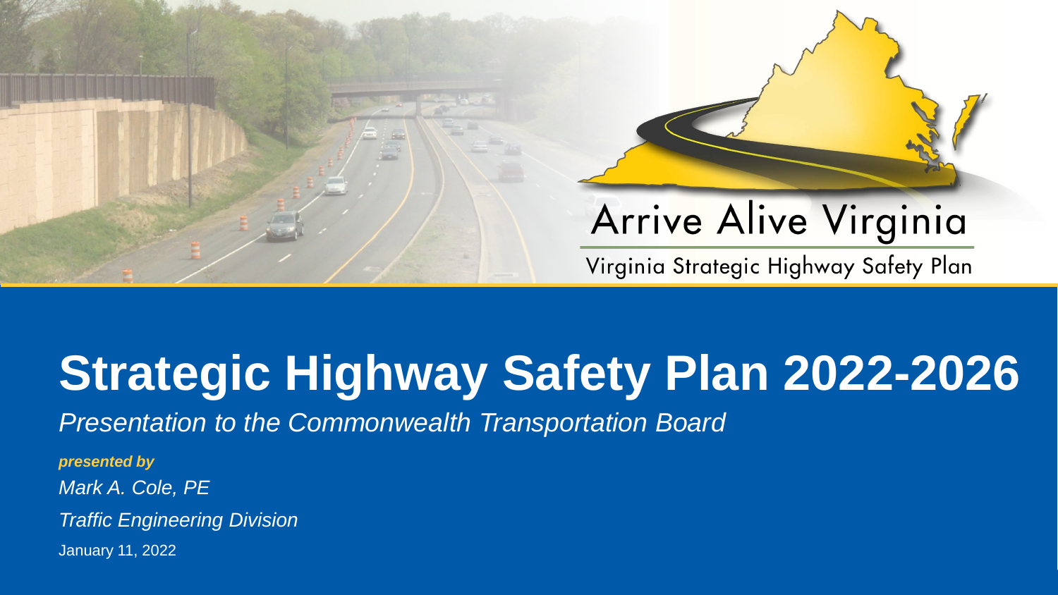Arrive Alive Virginia

Virginia Strategic Highway Safety Plan

# Strategic Highway Safety Plan 2022-2026

*Presentation to the Commonwealth Transportation Board*

***presented by***

*Mark A. Cole, PE*

*Traffic Engineering Division*

January 11, 2022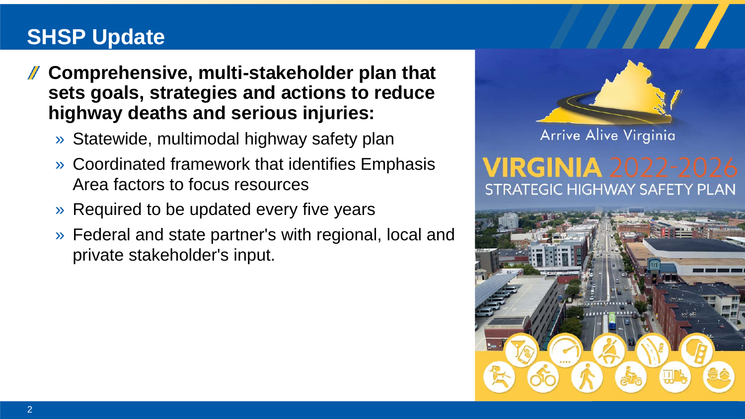# SHSP Update

- **Comprehensive, multi-stakeholder plan that sets goals, strategies and actions to reduce highway deaths and serious injuries:**
  - Statewide, multimodal highway safety plan
  - Coordinated framework that identifies Emphasis Area factors to focus resources
  - Required to be updated every five years
  - Federal and state partner's with regional, local and private stakeholder's input.

Arrive Alive Virginia

VIRGINIA 2022-2026
STRATEGIC HIGHWAY SAFETY PLAN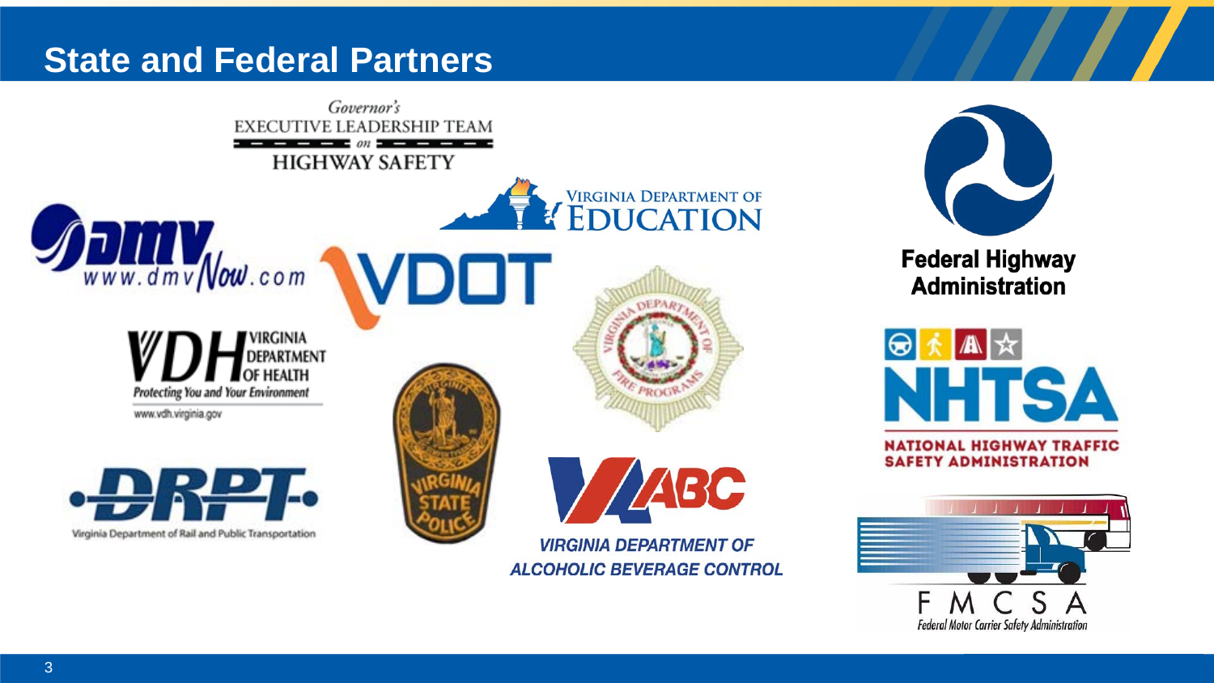# State and Federal Partners

Governor's EXECUTIVE LEADERSHIP TEAM on HIGHWAY SAFETY

VIRGINIA DEPARTMENT OF EDUCATION

www.dmvNow.com

VDOT

VDH VIRGINIA DEPARTMENT OF HEALTH
Protecting You and Your Environment
www.vdh.virginia.gov

Virginia Department of Fire Programs

Virginia State Police

DRPT
Virginia Department of Rail and Public Transportation

VA ABC
VIRGINIA DEPARTMENT OF ALCOHOLIC BEVERAGE CONTROL

Federal Highway Administration

NHTSA
NATIONAL HIGHWAY TRAFFIC SAFETY ADMINISTRATION

FMCSA
Federal Motor Carrier Safety Administration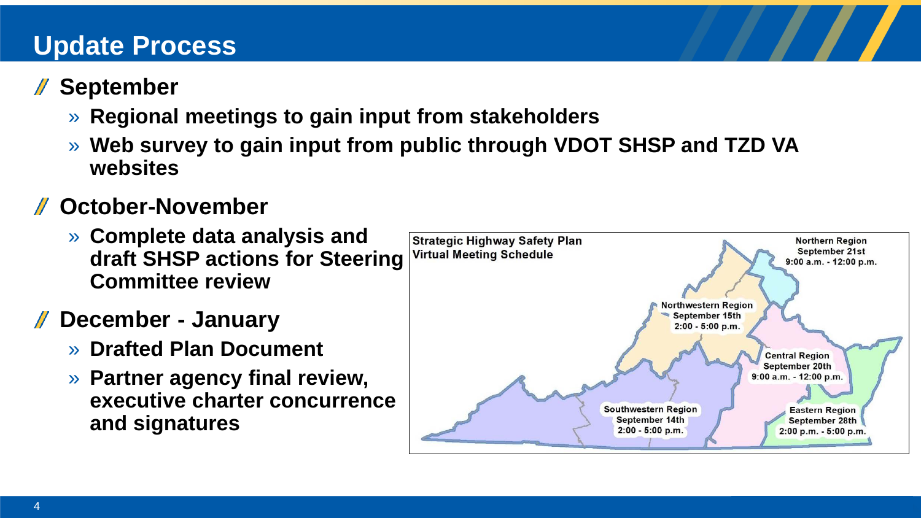# Update Process

- **September**
  - **Regional meetings to gain input from stakeholders**
  - **Web survey to gain input from public through VDOT SHSP and TZD VA websites**
- **October-November**
  - **Complete data analysis and draft SHSP actions for Steering Committee review**
- **December - January**
  - **Drafted Plan Document**
  - **Partner agency final review, executive charter concurrence and signatures**

**Strategic Highway Safety Plan Virtual Meeting Schedule**

- Northern Region: September 21st, 9:00 a.m. - 12:00 p.m.
- Northwestern Region: September 15th, 2:00 - 5:00 p.m.
- Central Region: September 20th, 9:00 a.m. - 12:00 p.m.
- Southwestern Region: September 14th, 2:00 - 5:00 p.m.
- Eastern Region: September 28th, 2:00 p.m. - 5:00 p.m.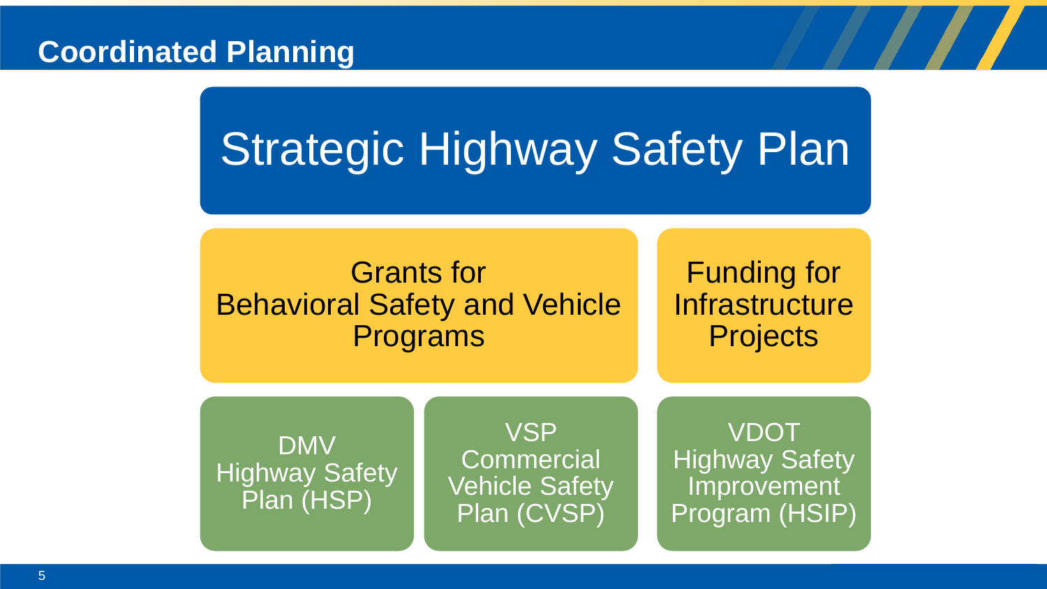# Coordinated Planning

## Strategic Highway Safety Plan

**Grants for Behavioral Safety and Vehicle Programs**

- DMV Highway Safety Plan (HSP)
- VSP Commercial Vehicle Safety Plan (CVSP)

**Funding for Infrastructure Projects**

- VDOT Highway Safety Improvement Program (HSIP)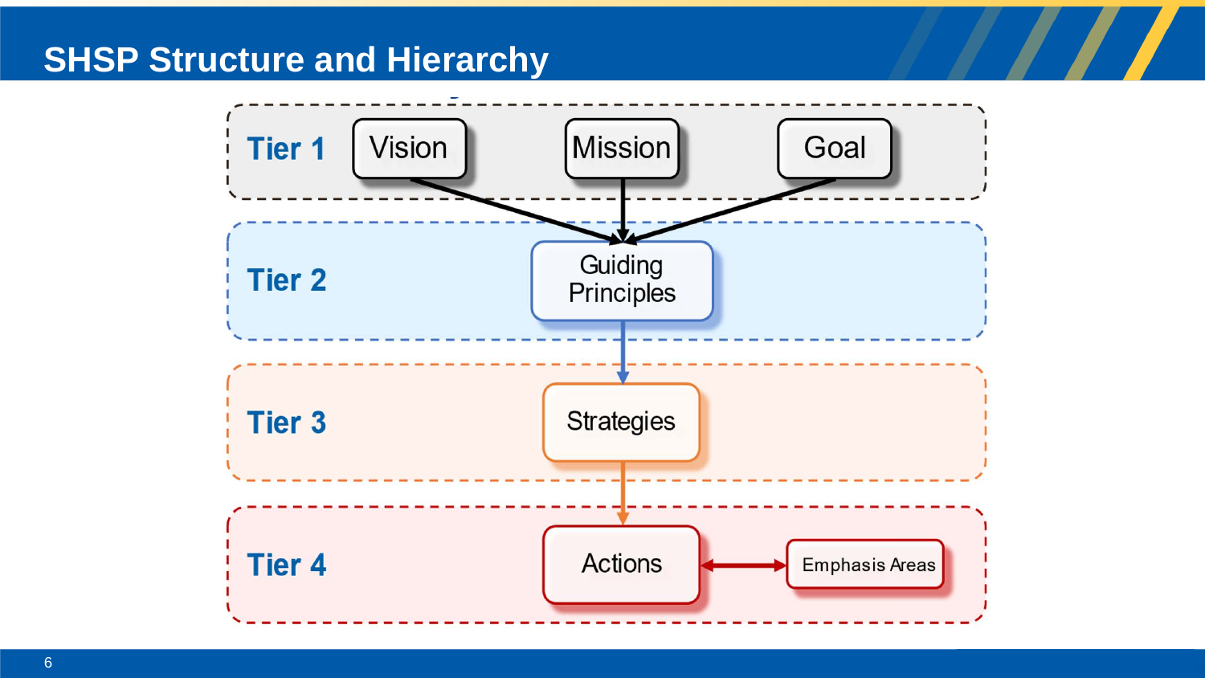# SHSP Structure and Hierarchy

**Tier 1**: Vision, Mission, Goal

**Tier 2**: Guiding Principles

**Tier 3**: Strategies

**Tier 4**: Actions ↔ Emphasis Areas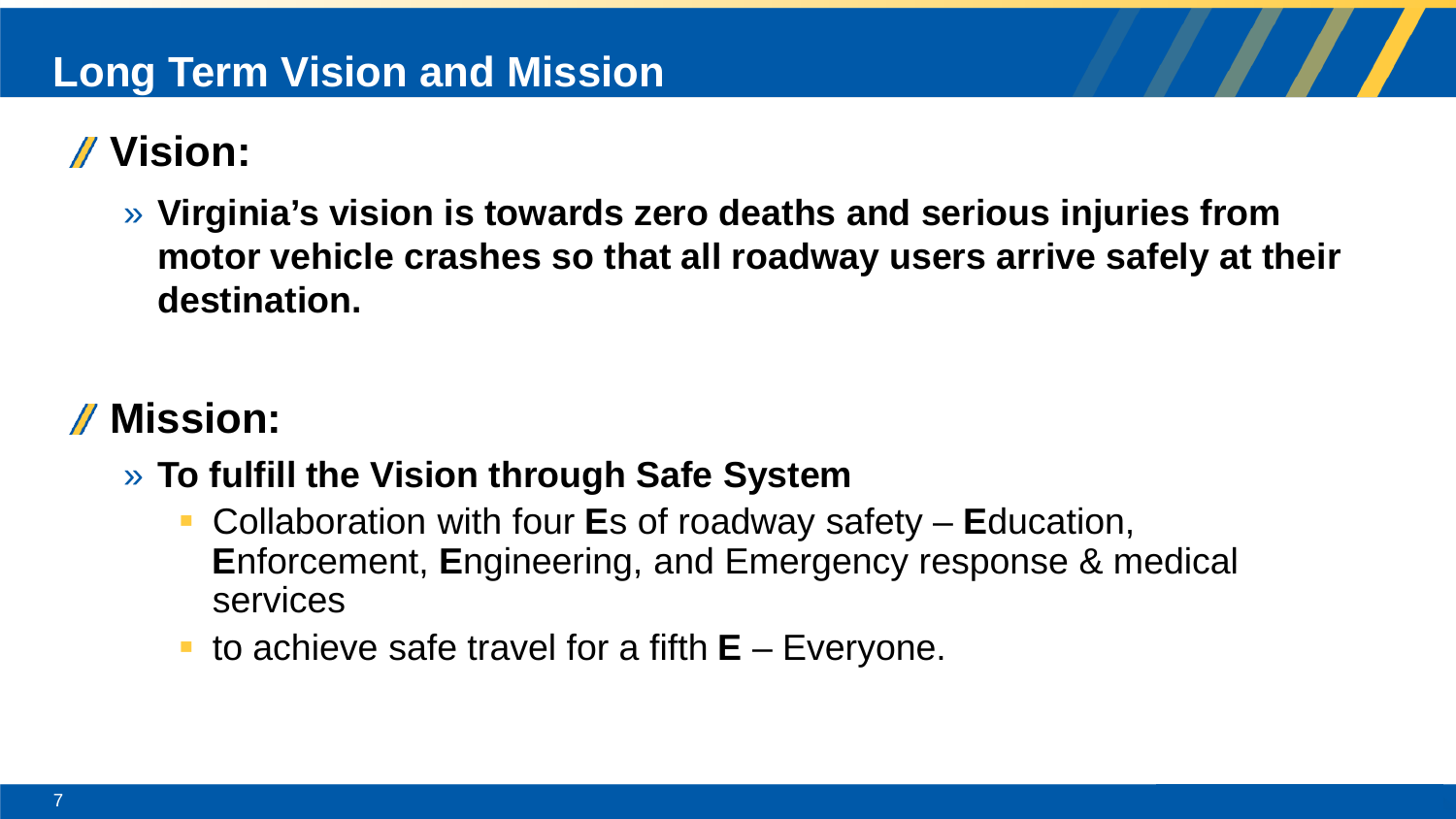# Long Term Vision and Mission

## Vision:

- **Virginia's vision is towards zero deaths and serious injuries from motor vehicle crashes so that all roadway users arrive safely at their destination.**

## Mission:

- **To fulfill the Vision through Safe System**
  - Collaboration with four **E**s of roadway safety – **E**ducation, **E**nforcement, **E**ngineering, and Emergency response & medical services
  - to achieve safe travel for a fifth **E** – Everyone.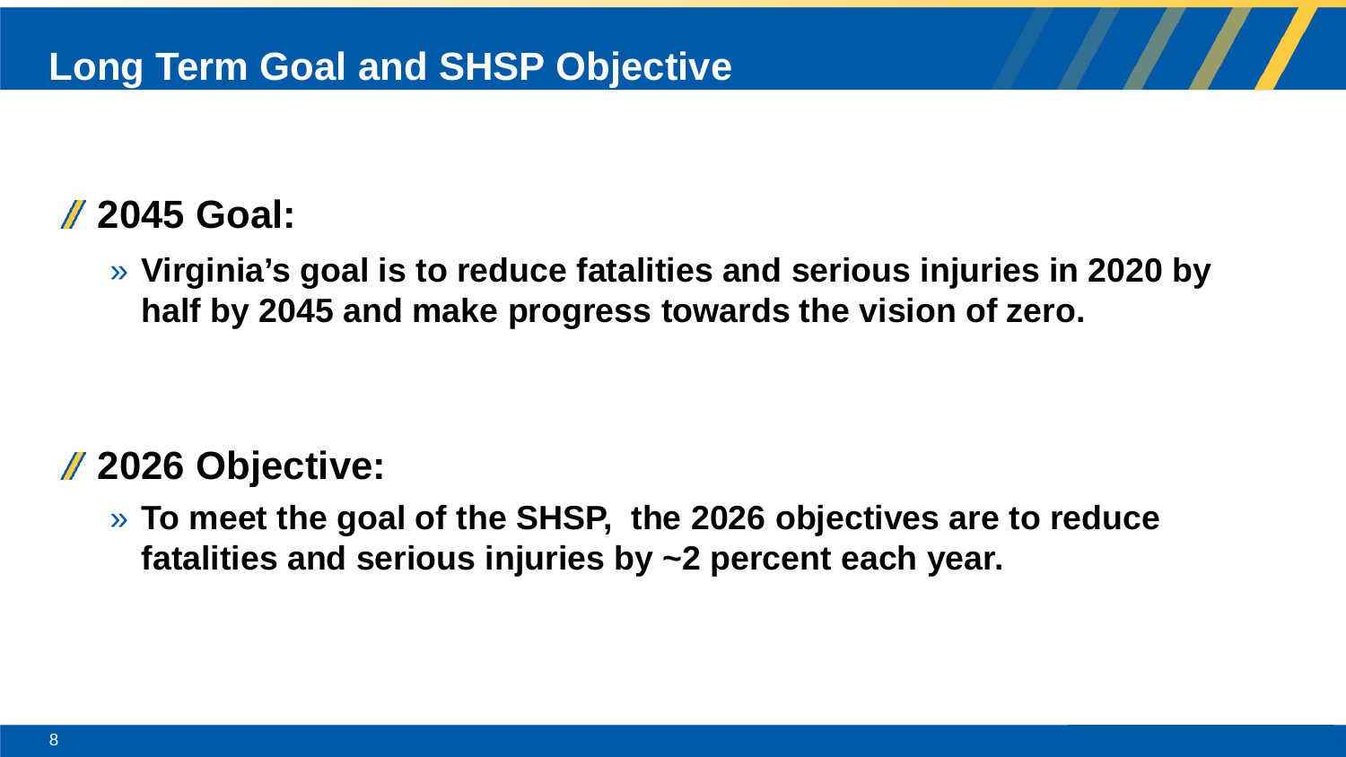# Long Term Goal and SHSP Objective

## 2045 Goal:

- **Virginia's goal is to reduce fatalities and serious injuries in 2020 by half by 2045 and make progress towards the vision of zero.**

## 2026 Objective:

- **To meet the goal of the SHSP, the 2026 objectives are to reduce fatalities and serious injuries by ~2 percent each year.**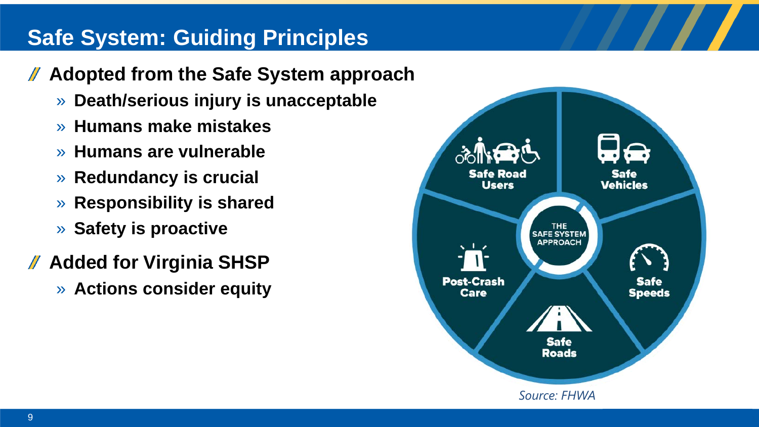# Safe System: Guiding Principles

- **Adopted from the Safe System approach**
  - **Death/serious injury is unacceptable**
  - **Humans make mistakes**
  - **Humans are vulnerable**
  - **Redundancy is crucial**
  - **Responsibility is shared**
  - **Safety is proactive**
- **Added for Virginia SHSP**
  - **Actions consider equity**

THE SAFE SYSTEM APPROACH

Safe Road Users

Safe Vehicles

Safe Speeds

Safe Roads

Post-Crash Care

*Source: FHWA*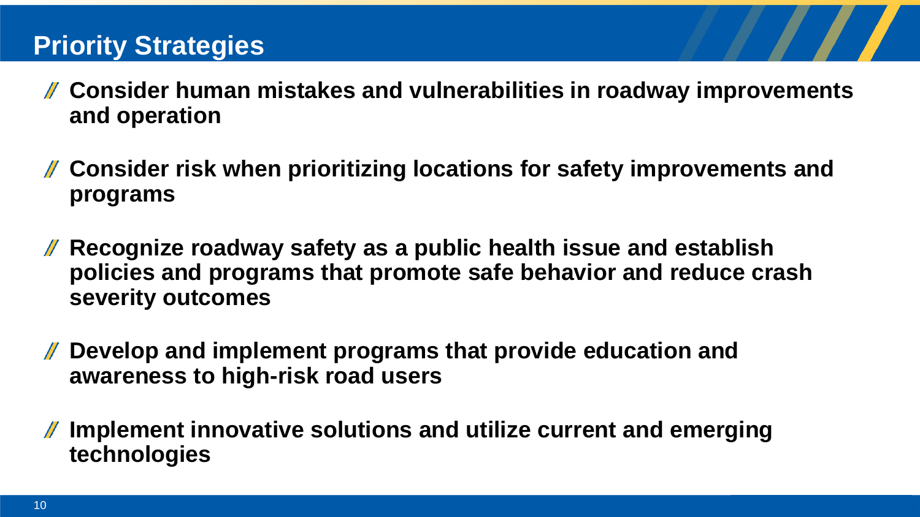# Priority Strategies

- **Consider human mistakes and vulnerabilities in roadway improvements and operation**
- **Consider risk when prioritizing locations for safety improvements and programs**
- **Recognize roadway safety as a public health issue and establish policies and programs that promote safe behavior and reduce crash severity outcomes**
- **Develop and implement programs that provide education and awareness to high-risk road users**
- **Implement innovative solutions and utilize current and emerging technologies**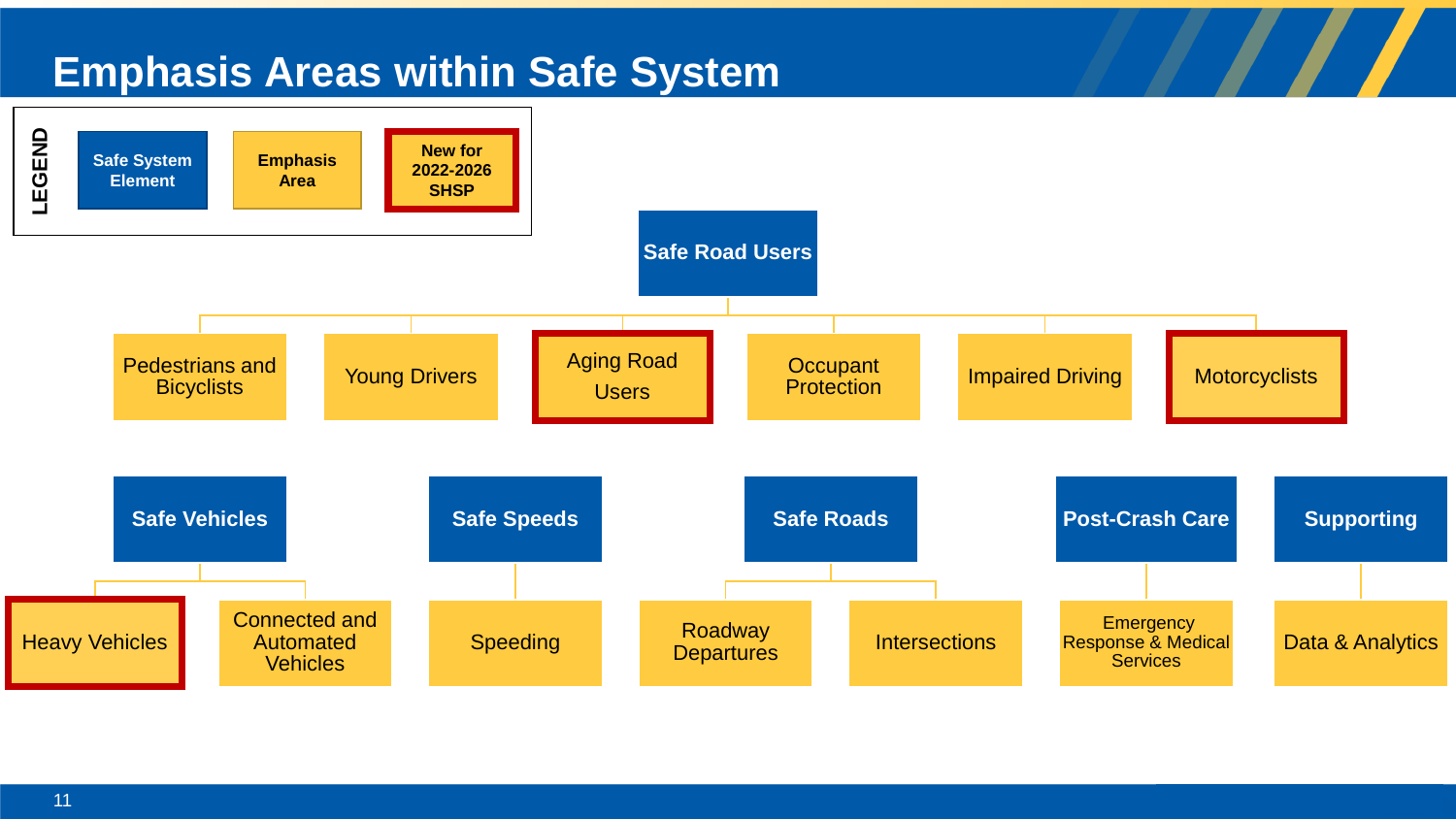# Emphasis Areas within Safe System

**LEGEND**

- Safe System Element
- Emphasis Area
- New for 2022-2026 SHSP

## Safe Road Users

- Pedestrians and Bicyclists
- Young Drivers
- Aging Road Users (New for 2022-2026 SHSP)
- Occupant Protection
- Impaired Driving
- Motorcyclists (New for 2022-2026 SHSP)

## Safe Vehicles

- Heavy Vehicles (New for 2022-2026 SHSP)
- Connected and Automated Vehicles

## Safe Speeds

- Speeding

## Safe Roads

- Roadway Departures
- Intersections

## Post-Crash Care

- Emergency Response & Medical Services

## Supporting

- Data & Analytics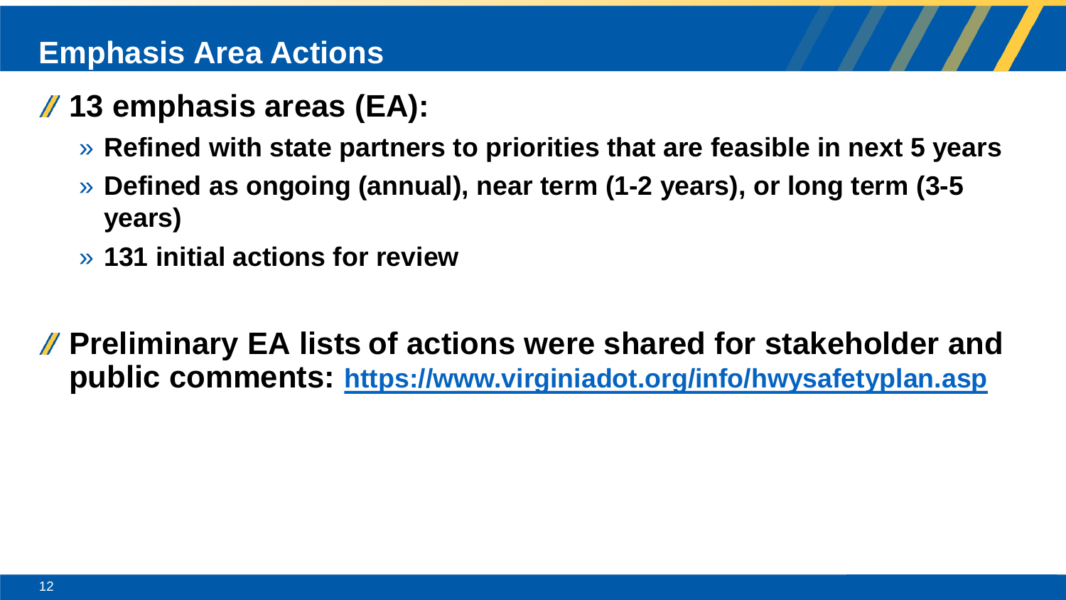# Emphasis Area Actions

- **13 emphasis areas (EA):**
  - **Refined with state partners to priorities that are feasible in next 5 years**
  - **Defined as ongoing (annual), near term (1-2 years), or long term (3-5 years)**
  - **131 initial actions for review**

- **Preliminary EA lists of actions were shared for stakeholder and public comments: [https://www.virginiadot.org/info/hwysafetyplan.asp](https://www.virginiadot.org/info/hwysafetyplan.asp)**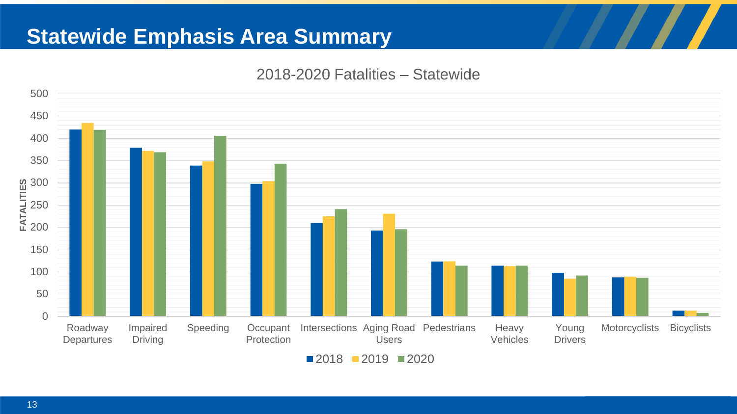# Statewide Emphasis Area Summary

2018-2020 Fatalities – Statewide

| Emphasis Area | 2018 | 2019 | 2020 |
|---|---|---|---|
| Roadway Departures | 420 | 435 | 419 |
| Impaired Driving | 379 | 372 | 369 |
| Speeding | 339 | 349 | 406 |
| Occupant Protection | 298 | 304 | 343 |
| Intersections | 210 | 225 | 241 |
| Aging Road Users | 193 | 231 | 196 |
| Pedestrians | 123 | 124 | 114 |
| Heavy Vehicles | 114 | 113 | 114 |
| Young Drivers | 98 | 85 | 92 |
| Motorcyclists | 88 | 89 | 87 |
| Bicyclists | 13 | 13 | 8 |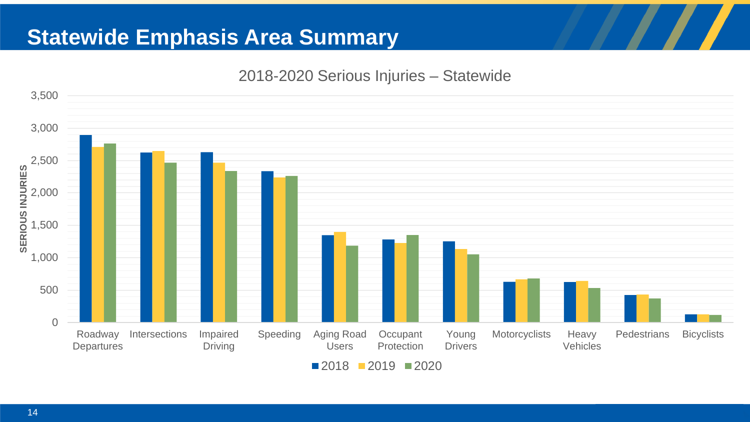# Statewide Emphasis Area Summary

2018-2020 Serious Injuries – Statewide

SERIOUS INJURIES

3,500
3,000
2,500
2,000
1,500
1,000
500
0

Roadway Departures | Intersections | Impaired Driving | Speeding | Aging Road Users | Occupant Protection | Young Drivers | Motorcyclists | Heavy Vehicles | Pedestrians | Bicyclists

■ 2018 ■ 2019 ■ 2020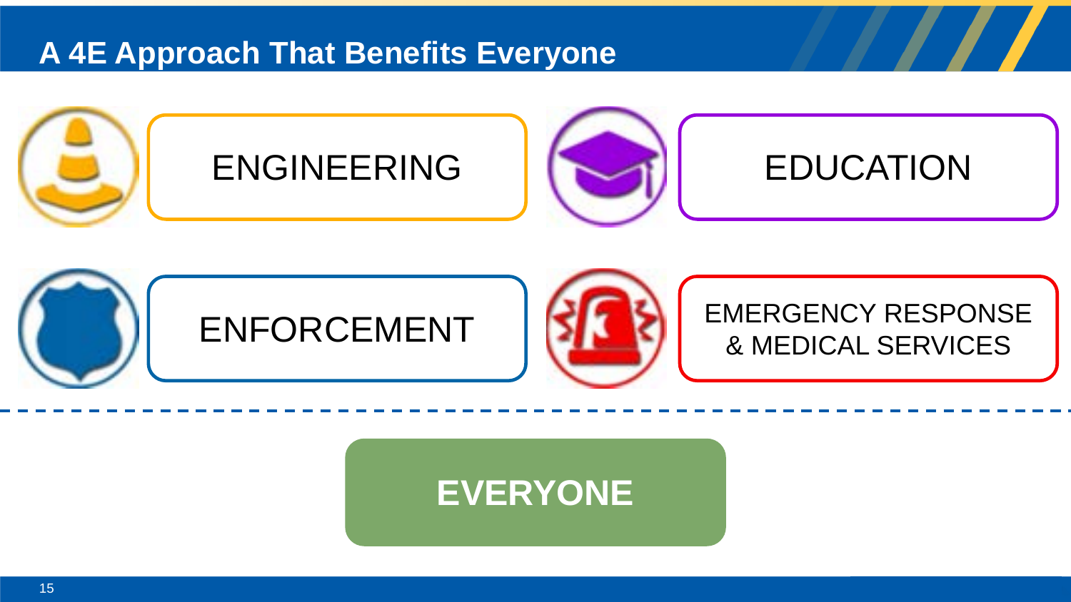# A 4E Approach That Benefits Everyone

- ENGINEERING
- EDUCATION
- ENFORCEMENT
- EMERGENCY RESPONSE & MEDICAL SERVICES

**EVERYONE**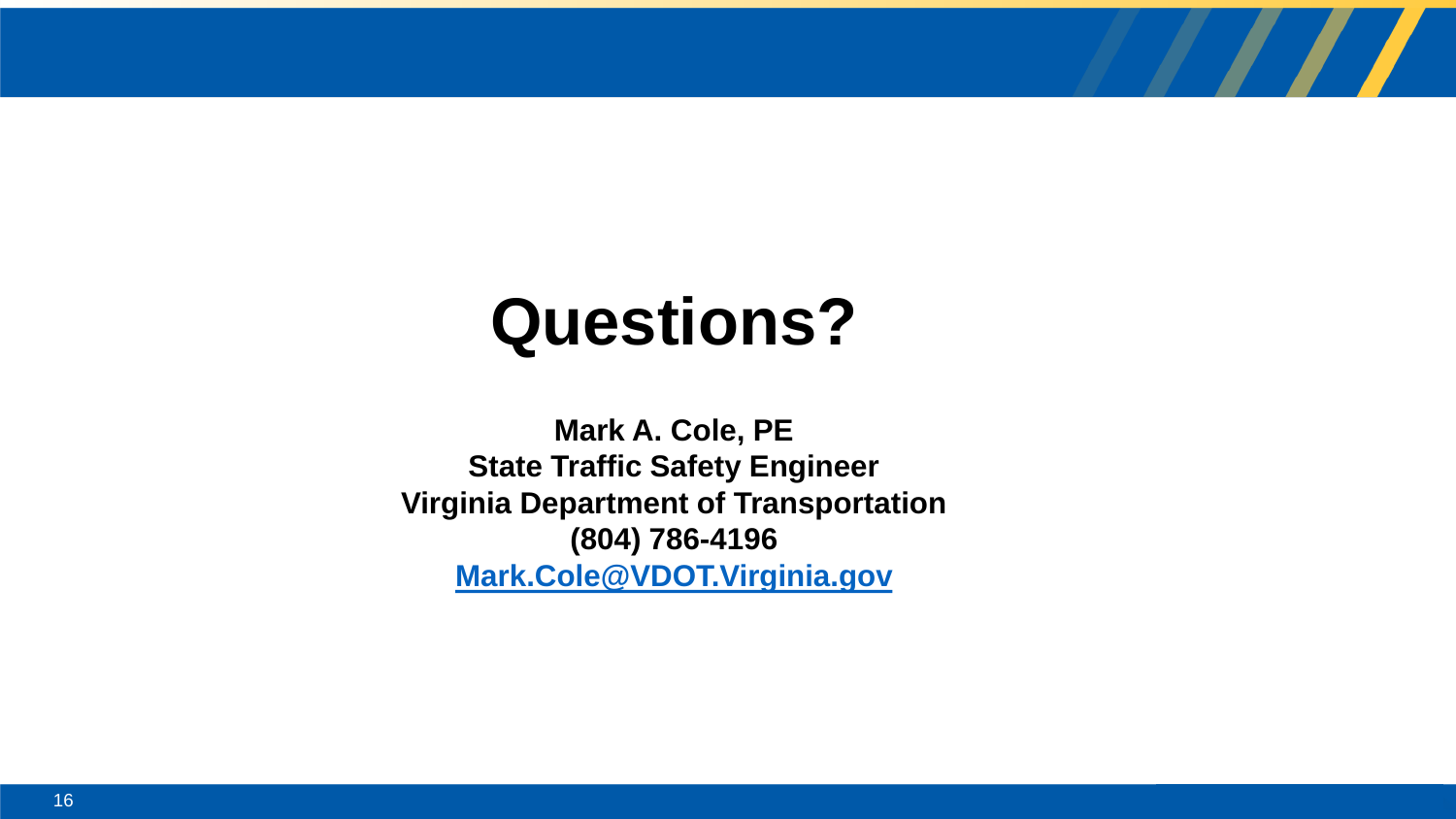# Questions?

**Mark A. Cole, PE**
**State Traffic Safety Engineer**
**Virginia Department of Transportation**
**(804) 786-4196**
**Mark.Cole@VDOT.Virginia.gov**